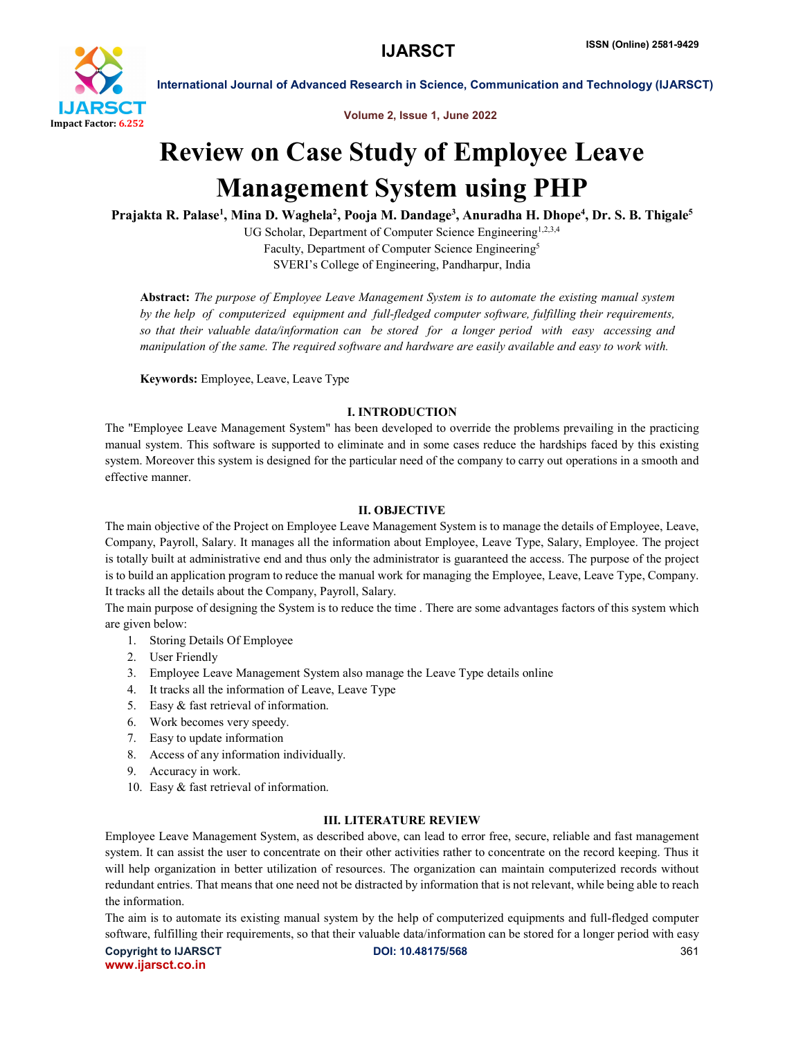# Review on Case Study of Employee Leave Management System using PHP

**Prajakta R. Palase[1], Mina D. Waghela[2], Pooja M. Dandage[3], Anuradha H. Dhope[4], Dr. S. B. Thigale[5]**

UG Scholar, Department of Computer Science Engineering[1,2,3,4]
Faculty, Department of Computer Science Engineering[5]
SVERI's College of Engineering, Pandharpur, India

**Abstract:** *The purpose of Employee Leave Management System is to automate the existing manual system by the help of computerized equipment and full-fledged computer software, fulfilling their requirements, so that their valuable data/information can be stored for a longer period with easy accessing and manipulation of the same. The required software and hardware are easily available and easy to work with.*

**Keywords:** Employee, Leave, Leave Type

## I. INTRODUCTION

The "Employee Leave Management System" has been developed to override the problems prevailing in the practicing manual system. This software is supported to eliminate and in some cases reduce the hardships faced by this existing system. Moreover this system is designed for the particular need of the company to carry out operations in a smooth and effective manner.

## II. OBJECTIVE

The main objective of the Project on Employee Leave Management System is to manage the details of Employee, Leave, Company, Payroll, Salary. It manages all the information about Employee, Leave Type, Salary, Employee. The project is totally built at administrative end and thus only the administrator is guaranteed the access. The purpose of the project is to build an application program to reduce the manual work for managing the Employee, Leave, Leave Type, Company. It tracks all the details about the Company, Payroll, Salary.

The main purpose of designing the System is to reduce the time . There are some advantages factors of this system which are given below:

1. Storing Details Of Employee
2. User Friendly
3. Employee Leave Management System also manage the Leave Type details online
4. It tracks all the information of Leave, Leave Type
5. Easy & fast retrieval of information.
6. Work becomes very speedy.
7. Easy to update information
8. Access of any information individually.
9. Accuracy in work.
10. Easy & fast retrieval of information.

## III. LITERATURE REVIEW

Employee Leave Management System, as described above, can lead to error free, secure, reliable and fast management system. It can assist the user to concentrate on their other activities rather to concentrate on the record keeping. Thus it will help organization in better utilization of resources. The organization can maintain computerized records without redundant entries. That means that one need not be distracted by information that is not relevant, while being able to reach the information.

The aim is to automate its existing manual system by the help of computerized equipments and full-fledged computer software, fulfilling their requirements, so that their valuable data/information can be stored for a longer period with easy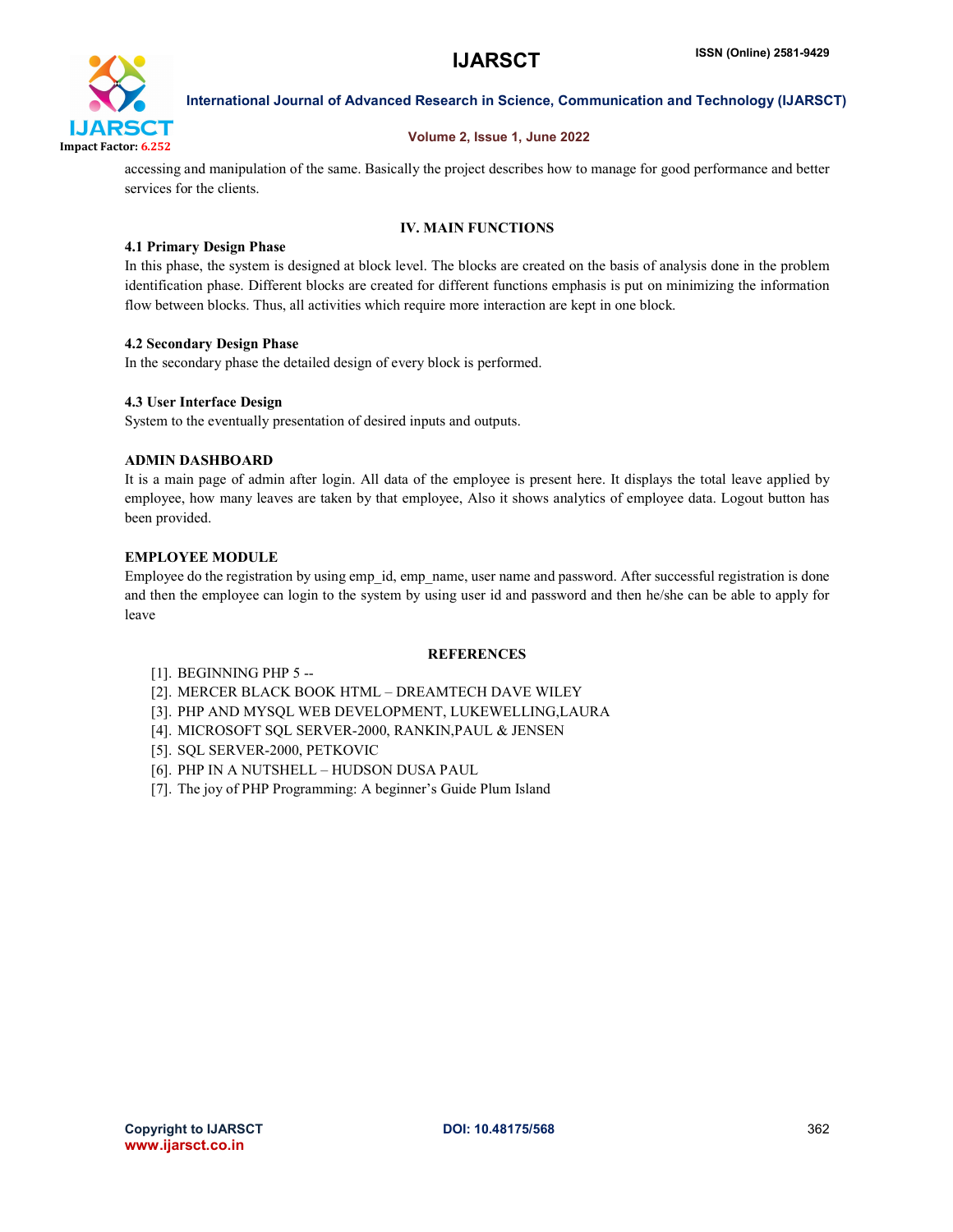accessing and manipulation of the same. Basically the project describes how to manage for good performance and better services for the clients.

## IV. MAIN FUNCTIONS

### 4.1 Primary Design Phase

In this phase, the system is designed at block level. The blocks are created on the basis of analysis done in the problem identification phase. Different blocks are created for different functions emphasis is put on minimizing the information flow between blocks. Thus, all activities which require more interaction are kept in one block.

### 4.2 Secondary Design Phase

In the secondary phase the detailed design of every block is performed.

### 4.3 User Interface Design

System to the eventually presentation of desired inputs and outputs.

**ADMIN DASHBOARD**

It is a main page of admin after login. All data of the employee is present here. It displays the total leave applied by employee, how many leaves are taken by that employee, Also it shows analytics of employee data. Logout button has been provided.

**EMPLOYEE MODULE**

Employee do the registration by using emp_id, emp_name, user name and password. After successful registration is done and then the employee can login to the system by using user id and password and then he/she can be able to apply for leave

## REFERENCES

[1]. BEGINNING PHP 5 --
[2]. MERCER BLACK BOOK HTML – DREAMTECH DAVE WILEY
[3]. PHP AND MYSQL WEB DEVELOPMENT, LUKEWELLING,LAURA
[4]. MICROSOFT SQL SERVER-2000, RANKIN,PAUL & JENSEN
[5]. SQL SERVER-2000, PETKOVIC
[6]. PHP IN A NUTSHELL – HUDSON DUSA PAUL
[7]. The joy of PHP Programming: A beginner's Guide Plum Island